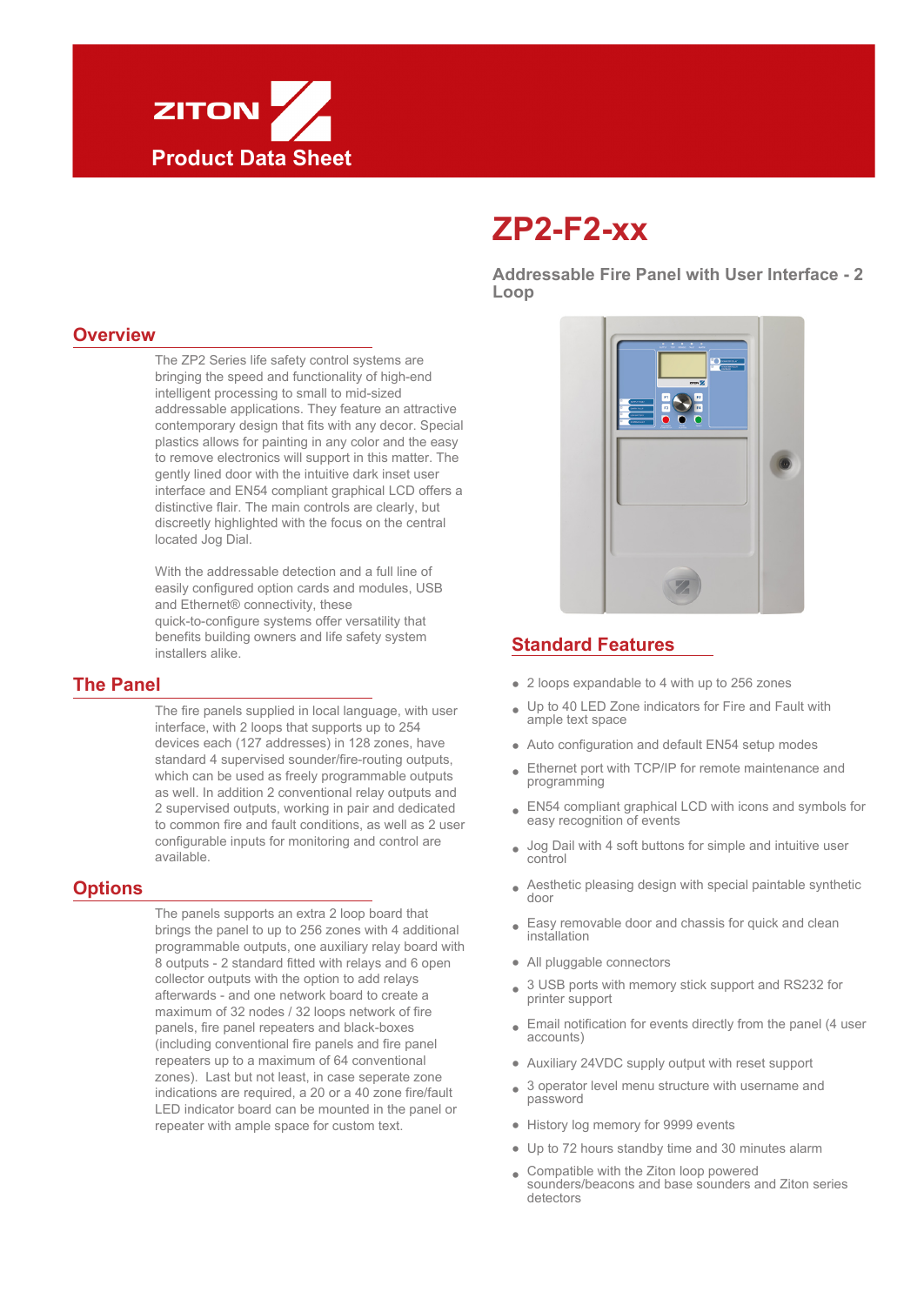ZITON

Product Data Sheet

# ZP2-F2-xx

### Addressable Fire Panel with User Interface - 2 Loop

## Overview

The ZP2 Series life safety control systems are bringing the speed and functionality of high-end intelligent processing to small to mid-sized addressable applications. They feature an attractive contemporary design that fits with any decor. Special plastics allows for painting in any color and the easy to remove electronics will support in this matter. The gently lined door with the intuitive dark inset user interface and EN54 compliant graphical LCD offers a distinctive flair. The main controls are clearly, but discreetly highlighted with the focus on the central located Jog Dial.

With the addressable detection and a full line of easily configured option cards and modules, USB and Ethernet® connectivity, these quick-to-configure systems offer versatility that benefits building owners and life safety system installers alike.

## The Panel

The fire panels supplied in local language, with user interface, with 2 loops that supports up to 254 devices each (127 addresses) in 128 zones, have standard 4 supervised sounder/fire-routing outputs, which can be used as freely programmable outputs as well. In addition 2 conventional relay outputs and 2 supervised outputs, working in pair and dedicated to common fire and fault conditions, as well as 2 user configurable inputs for monitoring and control are available.

## Options

The panels supports an extra 2 loop board that brings the panel to up to 256 zones with 4 additional programmable outputs, one auxiliary relay board with 8 outputs - 2 standard fitted with relays and 6 open collector outputs with the option to add relays afterwards - and one network board to create a maximum of 32 nodes / 32 loops network of fire panels, fire panel repeaters and black-boxes (including conventional fire panels and fire panel repeaters up to a maximum of 64 conventional zones). Last but not least, in case seperate zone indications are required, a 20 or a 40 zone fire/fault LED indicator board can be mounted in the panel or repeater with ample space for custom text.

## Standard Features

- 2 loops expandable to 4 with up to 256 zones
- Up to 40 LED Zone indicators for Fire and Fault with ample text space
- Auto configuration and default EN54 setup modes
- Ethernet port with TCP/IP for remote maintenance and programming
- EN54 compliant graphical LCD with icons and symbols for easy recognition of events
- Jog Dail with 4 soft buttons for simple and intuitive user control
- Aesthetic pleasing design with special paintable synthetic door
- Easy removable door and chassis for quick and clean installation
- All pluggable connectors
- 3 USB ports with memory stick support and RS232 for printer support
- Email notification for events directly from the panel (4 user accounts)
- Auxiliary 24VDC supply output with reset support
- 3 operator level menu structure with username and password
- History log memory for 9999 events
- Up to 72 hours standby time and 30 minutes alarm
- Compatible with the Ziton loop powered sounders/beacons and base sounders and Ziton series detectors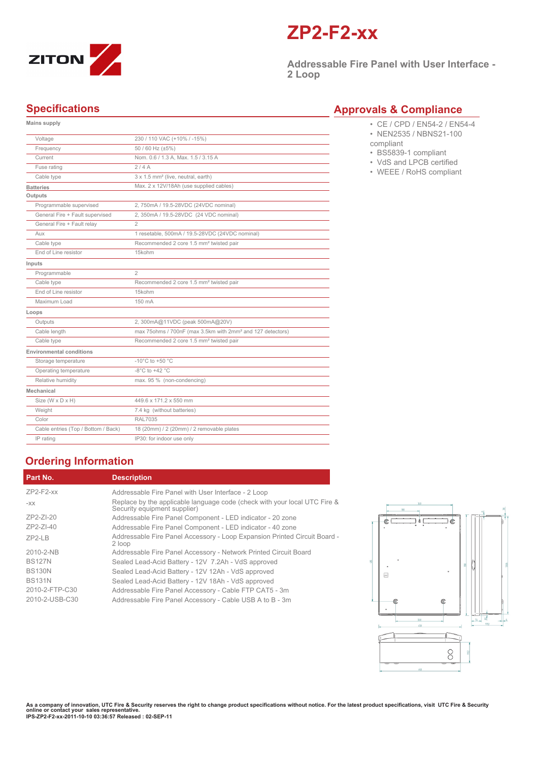ZITON

# ZP2-F2-xx

**Addressable Fire Panel with User Interface - 2 Loop**

## Specifications

| | |
|---|---|
| **Mains supply** | |
| Voltage | 230 / 110 VAC (+10% / -15%) |
| Frequency | 50 / 60 Hz (±5%) |
| Current | Nom. 0.6 / 1.3 A, Max. 1.5 / 3.15 A |
| Fuse rating | 2 / 4 A |
| Cable type | 3 x 1.5 mm² (live, neutral, earth) |
| **Batteries** | Max. 2 x 12V/18Ah (use supplied cables) |
| **Outputs** | |
| Programmable supervised | 2, 750mA / 19.5-28VDC (24VDC nominal) |
| General Fire + Fault supervised | 2, 350mA / 19.5-28VDC (24 VDC nominal) |
| General Fire + Fault relay | 2 |
| Aux | 1 resetable, 500mA / 19.5-28VDC (24VDC nominal) |
| Cable type | Recommended 2 core 1.5 mm² twisted pair |
| End of Line resistor | 15kohm |
| **Inputs** | |
| Programmable | 2 |
| Cable type | Recommended 2 core 1.5 mm² twisted pair |
| End of Line resistor | 15kohm |
| Maximum Load | 150 mA |
| **Loops** | |
| Outputs | 2, 300mA@11VDC (peak 500mA@20V) |
| Cable length | max 75ohms / 700nF (max 3.5km with 2mm² and 127 detectors) |
| Cable type | Recommended 2 core 1.5 mm² twisted pair |
| **Environmental conditions** | |
| Storage temperature | -10°C to +50 °C |
| Operating temperature | -8°C to +42 °C |
| Relative humidity | max. 95 % (non-condencing) |
| **Mechanical** | |
| Size (W x D x H) | 449.6 x 171.2 x 550 mm |
| Weight | 7.4 kg (without batteries) |
| Color | RAL7035 |
| Cable entries (Top / Bottom / Back) | 18 (20mm) / 2 (20mm) / 2 removable plates |
| IP rating | IP30: for indoor use only |

## Approvals & Compliance

- CE / CPD / EN54-2 / EN54-4
- NEN2535 / NBNS21-100 compliant
- BS5839-1 compliant
- VdS and LPCB certified
- WEEE / RoHS compliant

## Ordering Information

| Part No. | Description |
|---|---|
| ZP2-F2-xx | Addressable Fire Panel with User Interface - 2 Loop |
| -xx | Replace by the applicable language code (check with your local UTC Fire & Security equipment supplier) |
| ZP2-ZI-20 | Addressable Fire Panel Component - LED indicator - 20 zone |
| ZP2-ZI-40 | Addressable Fire Panel Component - LED indicator - 40 zone |
| ZP2-LB | Addressable Fire Panel Accessory - Loop Expansion Printed Circuit Board - 2 loop |
| 2010-2-NB | Addressable Fire Panel Accessory - Network Printed Circuit Board |
| BS127N | Sealed Lead-Acid Battery - 12V 7.2Ah - VdS approved |
| BS130N | Sealed Lead-Acid Battery - 12V 12Ah - VdS approved |
| BS131N | Sealed Lead-Acid Battery - 12V 18Ah - VdS approved |
| 2010-2-FTP-C30 | Addressable Fire Panel Accessory - Cable FTP CAT5 - 3m |
| 2010-2-USB-C30 | Addressable Fire Panel Accessory - Cable USB A to B - 3m |

**As a company of innovation, UTC Fire & Security reserves the right to change product specifications without notice. For the latest product specifications, visit UTC Fire & Security online or contact your sales representative.**
**IPS-ZP2-F2-xx-2011-10-10 03:36:57 Released : 02-SEP-11**